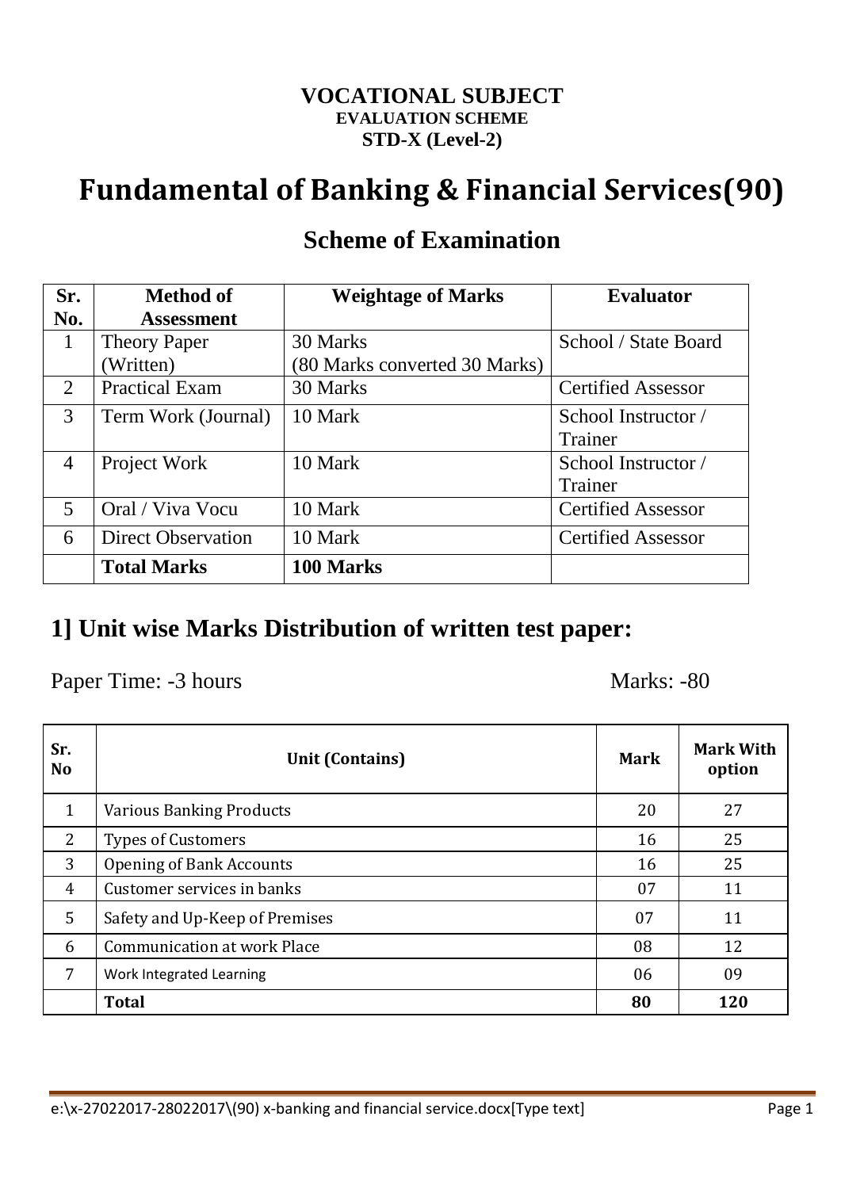**VOCATIONAL SUBJECT**
**EVALUATION SCHEME**
**STD-X (Level-2)**

# Fundamental of Banking & Financial Services(90)

## Scheme of Examination

| Sr. No. | Method of Assessment | Weightage of Marks | Evaluator |
|---|---|---|---|
| 1 | Theory Paper (Written) | 30 Marks (80 Marks converted 30 Marks) | School / State Board |
| 2 | Practical Exam | 30 Marks | Certified Assessor |
| 3 | Term Work (Journal) | 10 Mark | School Instructor / Trainer |
| 4 | Project Work | 10 Mark | School Instructor / Trainer |
| 5 | Oral / Viva Vocu | 10 Mark | Certified Assessor |
| 6 | Direct Observation | 10 Mark | Certified Assessor |
| | **Total Marks** | **100 Marks** | |

## 1] Unit wise Marks Distribution of written test paper:

Paper Time: -3 hours Marks: -80

| Sr. No | Unit (Contains) | Mark | Mark With option |
|---|---|---|---|
| 1 | Various Banking Products | 20 | 27 |
| 2 | Types of Customers | 16 | 25 |
| 3 | Opening of Bank Accounts | 16 | 25 |
| 4 | Customer services in banks | 07 | 11 |
| 5 | Safety and Up-Keep of Premises | 07 | 11 |
| 6 | Communication at work Place | 08 | 12 |
| 7 | Work Integrated Learning | 06 | 09 |
| | **Total** | **80** | **120** |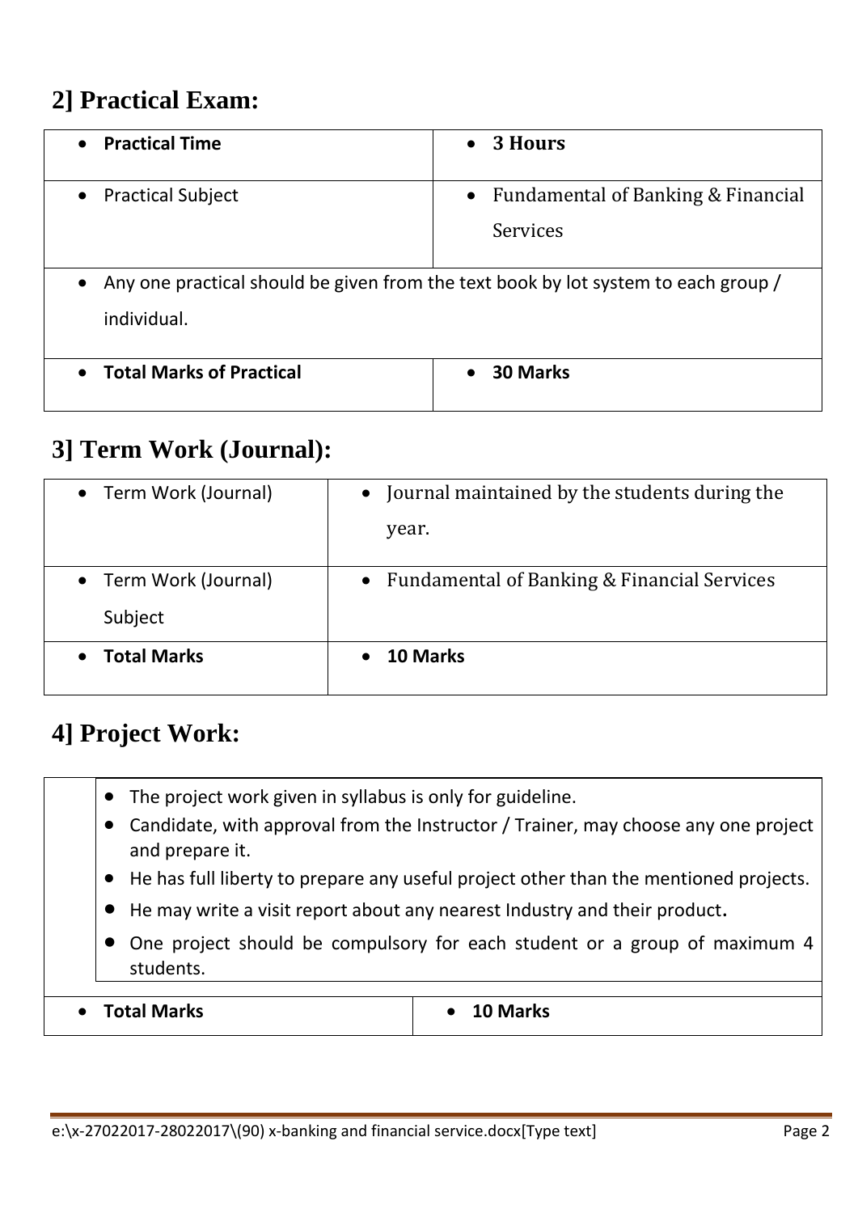## 2] Practical Exam:

| • **Practical Time** | • **3 Hours** |
|---|---|
| • Practical Subject | • Fundamental of Banking & Financial Services |
| • Any one practical should be given from the text book by lot system to each group / individual. | |
| • **Total Marks of Practical** | • **30 Marks** |

## 3] Term Work (Journal):

| • Term Work (Journal) | • Journal maintained by the students during the year. |
|---|---|
| • Term Work (Journal) Subject | • Fundamental of Banking & Financial Services |
| • **Total Marks** | • **10 Marks** |

## 4] Project Work:

- The project work given in syllabus is only for guideline.
- Candidate, with approval from the Instructor / Trainer, may choose any one project and prepare it.
- He has full liberty to prepare any useful project other than the mentioned projects.
- He may write a visit report about any nearest Industry and their product.
- One project should be compulsory for each student or a group of maximum 4 students.

| • **Total Marks** | • **10 Marks** |
|---|---|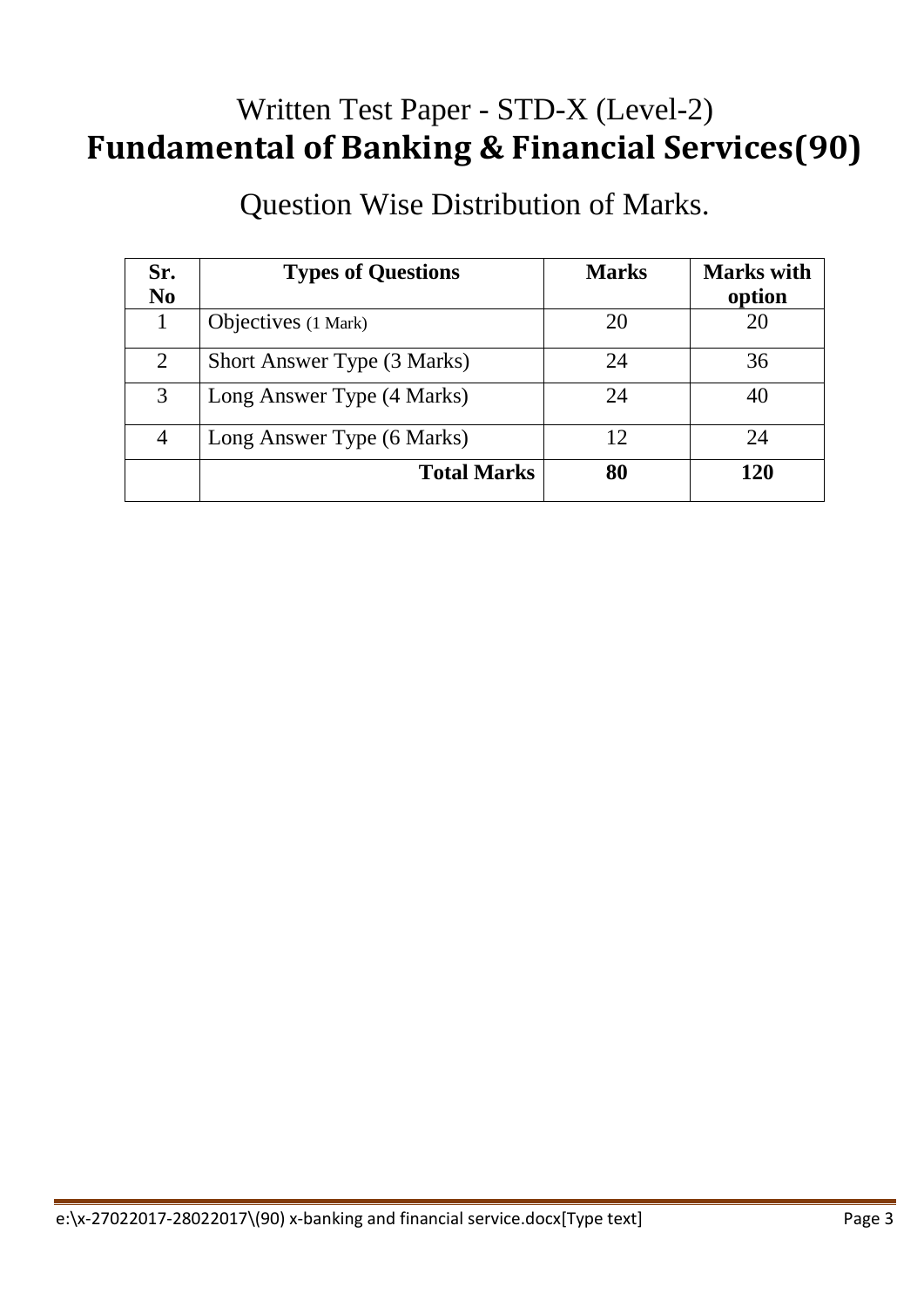# Written Test Paper - STD-X (Level-2)

# **Fundamental of Banking & Financial Services(90)**

## Question Wise Distribution of Marks.

| Sr. No | Types of Questions | Marks | Marks with option |
|---|---|---|---|
| 1 | Objectives (1 Mark) | 20 | 20 |
| 2 | Short Answer Type (3 Marks) | 24 | 36 |
| 3 | Long Answer Type (4 Marks) | 24 | 40 |
| 4 | Long Answer Type (6 Marks) | 12 | 24 |
| | **Total Marks** | **80** | **120** |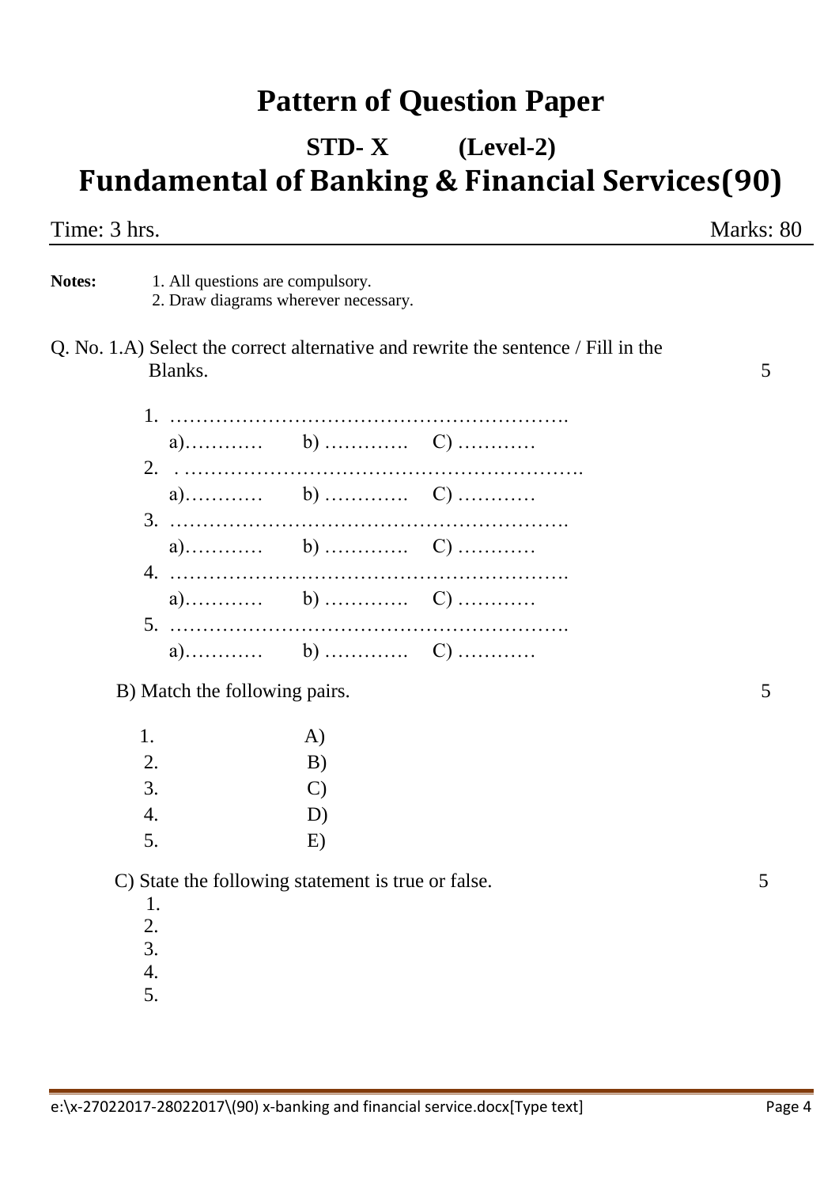# Pattern of Question Paper

## STD- X (Level-2)

## Fundamental of Banking & Financial Services(90)

Time: 3 hrs. Marks: 80

**Notes:**
1. All questions are compulsory.
2. Draw diagrams wherever necessary.

Q. No. 1.A) Select the correct alternative and rewrite the sentence / Fill in the Blanks. 5

1. …………………………………………………….
   a)………… b) …………. C) …………
2. . …………………………………………………….
   a)………… b) …………. C) …………
3. …………………………………………………….
   a)………… b) …………. C) …………
4. …………………………………………………….
   a)………… b) …………. C) …………
5. …………………………………………………….
   a)………… b) …………. C) …………

B) Match the following pairs. 5

1. A)
2. B)
3. C)
4. D)
5. E)

C) State the following statement is true or false. 5

1.
2.
3.
4.
5.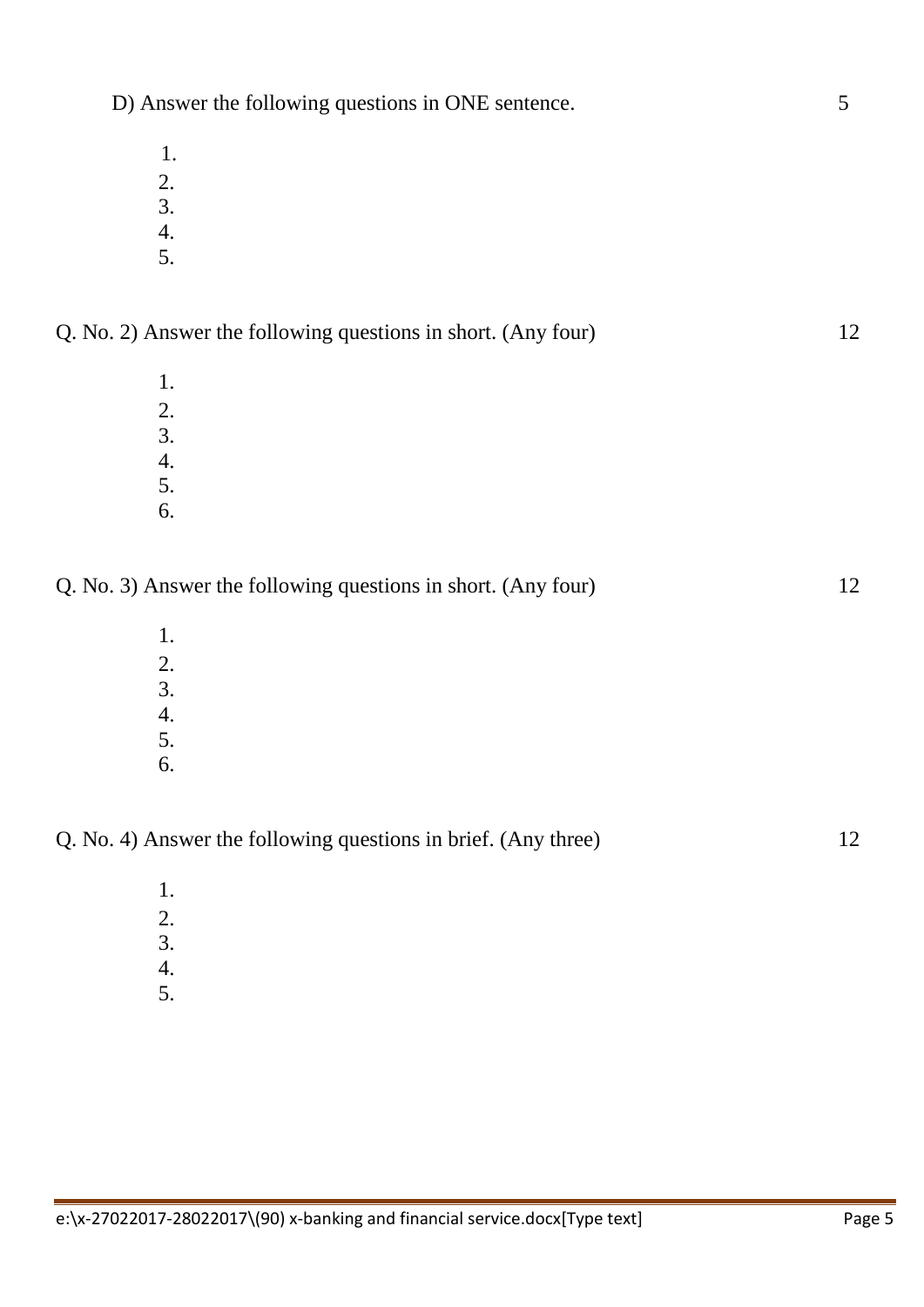D) Answer the following questions in ONE sentence. 5

1.
2.
3.
4.
5.

Q. No. 2) Answer the following questions in short. (Any four) 12

1.
2.
3.
4.
5.
6.

Q. No. 3) Answer the following questions in short. (Any four) 12

1.
2.
3.
4.
5.
6.

Q. No. 4) Answer the following questions in brief. (Any three) 12

1.
2.
3.
4.
5.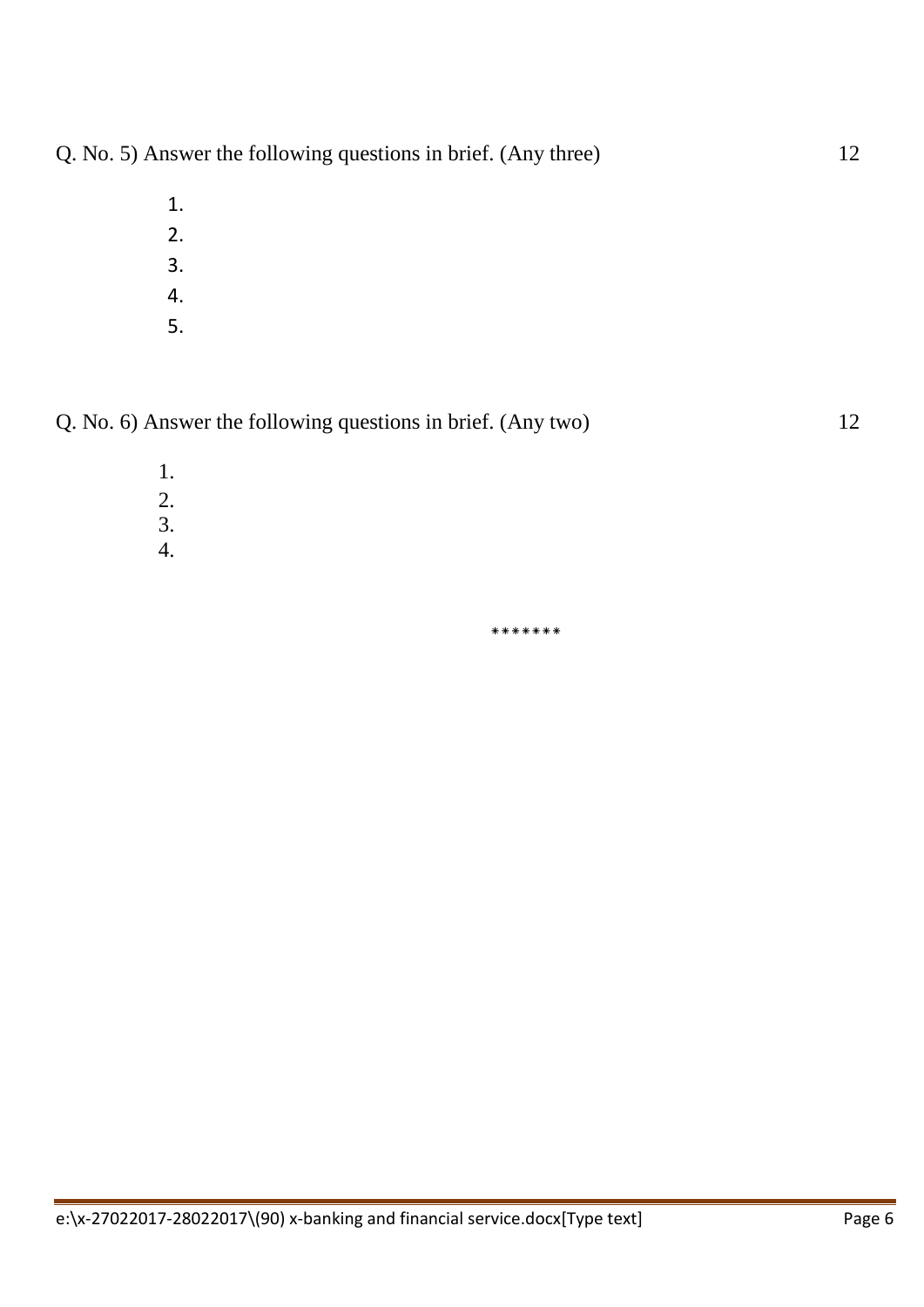Q. No. 5) Answer the following questions in brief. (Any three) 12

1.
2.
3.
4.
5.

Q. No. 6) Answer the following questions in brief. (Any two) 12

1.
2.
3.
4.

*******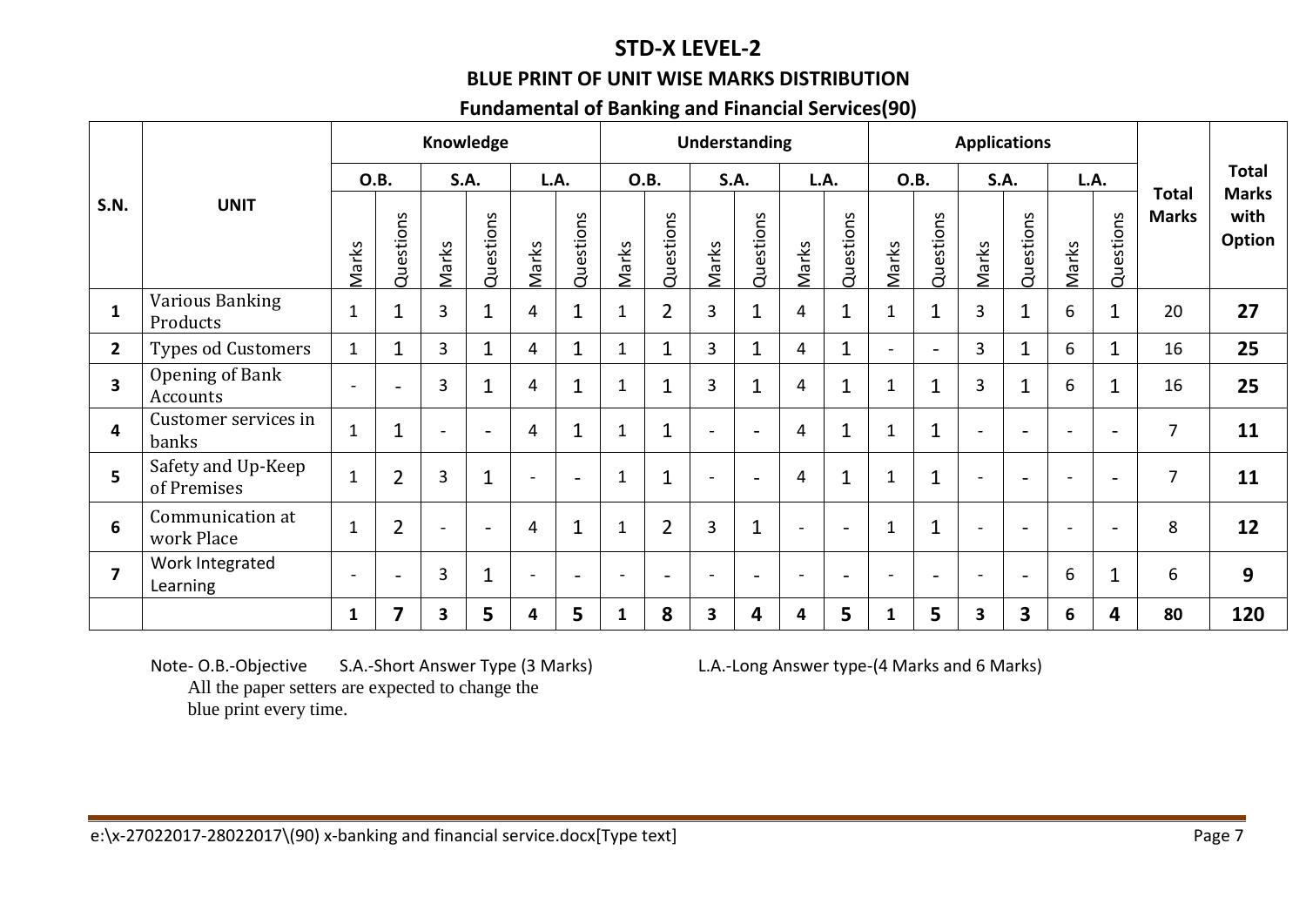# STD-X LEVEL-2

## BLUE PRINT OF UNIT WISE MARKS DISTRIBUTION

### Fundamental of Banking and Financial Services(90)

| S.N. | UNIT | Knowledge | | | | | | Understanding | | | | | | Applications | | | | | | Total Marks | Total Marks with Option |
|---|---|---|---|---|---|---|---|---|---|---|---|---|---|---|---|---|---|---|---|---|---|
| | | O.B. | | S.A. | | L.A. | | O.B. | | S.A. | | L.A. | | O.B. | | S.A. | | L.A. | | | |
| | | Marks | Questions | Marks | Questions | Marks | Questions | Marks | Questions | Marks | Questions | Marks | Questions | Marks | Questions | Marks | Questions | Marks | Questions | | |
| **1** | Various Banking Products | 1 | 1 | 3 | 1 | 4 | 1 | 1 | 2 | 3 | 1 | 4 | 1 | 1 | 1 | 3 | 1 | 6 | 1 | 20 | **27** |
| **2** | Types od Customers | 1 | 1 | 3 | 1 | 4 | 1 | 1 | 1 | 3 | 1 | 4 | 1 | - | - | 3 | 1 | 6 | 1 | 16 | **25** |
| **3** | Opening of Bank Accounts | - | - | 3 | 1 | 4 | 1 | 1 | 1 | 3 | 1 | 4 | 1 | 1 | 1 | 3 | 1 | 6 | 1 | 16 | **25** |
| **4** | Customer services in banks | 1 | 1 | - | - | 4 | 1 | 1 | 1 | - | - | 4 | 1 | 1 | 1 | - | - | - | - | 7 | **11** |
| **5** | Safety and Up-Keep of Premises | 1 | 2 | 3 | 1 | - | - | 1 | 1 | - | - | 4 | 1 | 1 | 1 | - | - | - | - | 7 | **11** |
| **6** | Communication at work Place | 1 | 2 | - | - | 4 | 1 | 1 | 2 | 3 | 1 | - | - | 1 | 1 | - | - | - | - | 8 | **12** |
| **7** | Work Integrated Learning | - | - | 3 | 1 | - | - | - | - | - | - | - | - | - | - | - | - | 6 | 1 | 6 | **9** |
| | | **1** | **7** | **3** | **5** | **4** | **5** | **1** | **8** | **3** | **4** | **4** | **5** | **1** | **5** | **3** | **3** | **6** | **4** | **80** | **120** |

Note- O.B.-Objective S.A.-Short Answer Type (3 Marks) L.A.-Long Answer type-(4 Marks and 6 Marks)

All the paper setters are expected to change the blue print every time.